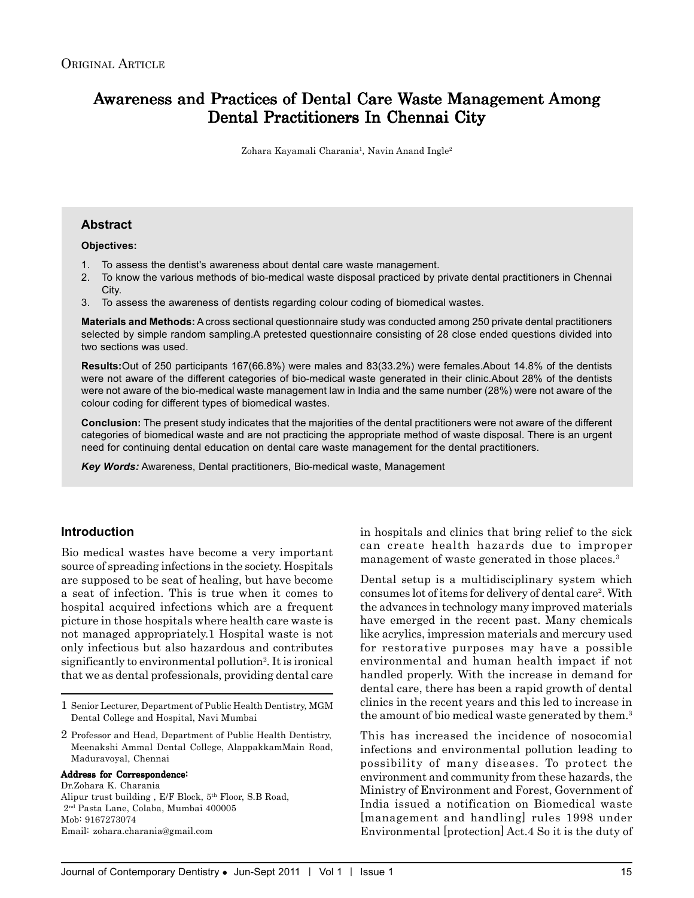Original Article

# Awareness and Practices of Dental Care Waste Management Among Dental Practitioners In Chennai City

Zohara Kayamali Charania[1], Navin Anand Ingle[2]

## Abstract

**Objectives:**

1. To assess the dentist's awareness about dental care waste management.
2. To know the various methods of bio-medical waste disposal practiced by private dental practitioners in Chennai City.
3. To assess the awareness of dentists regarding colour coding of biomedical wastes.

**Materials and Methods:** A cross sectional questionnaire study was conducted among 250 private dental practitioners selected by simple random sampling.A pretested questionnaire consisting of 28 close ended questions divided into two sections was used.

**Results:** Out of 250 participants 167(66.8%) were males and 83(33.2%) were females.About 14.8% of the dentists were not aware of the different categories of bio-medical waste generated in their clinic.About 28% of the dentists were not aware of the bio-medical waste management law in India and the same number (28%) were not aware of the colour coding for different types of biomedical wastes.

**Conclusion:** The present study indicates that the majorities of the dental practitioners were not aware of the different categories of biomedical waste and are not practicing the appropriate method of waste disposal. There is an urgent need for continuing dental education on dental care waste management for the dental practitioners.

***Key Words:*** Awareness, Dental practitioners, Bio-medical waste, Management

## Introduction

Bio medical wastes have become a very important source of spreading infections in the society. Hospitals are supposed to be seat of healing, but have become a seat of infection. This is true when it comes to hospital acquired infections which are a frequent picture in those hospitals where health care waste is not managed appropriately.1 Hospital waste is not only infectious but also hazardous and contributes significantly to environmental pollution[2]. It is ironical that we as dental professionals, providing dental care in hospitals and clinics that bring relief to the sick can create health hazards due to improper management of waste generated in those places.[3]

Dental setup is a multidisciplinary system which consumes lot of items for delivery of dental care[2]. With the advances in technology many improved materials have emerged in the recent past. Many chemicals like acrylics, impression materials and mercury used for restorative purposes may have a possible environmental and human health impact if not handled properly. With the increase in demand for dental care, there has been a rapid growth of dental clinics in the recent years and this led to increase in the amount of bio medical waste generated by them.[3]

This has increased the incidence of nosocomial infections and environmental pollution leading to possibility of many diseases. To protect the environment and community from these hazards, the Ministry of Environment and Forest, Government of India issued a notification on Biomedical waste [management and handling] rules 1998 under Environmental [protection] Act.4 So it is the duty of

---

1 Senior Lecturer, Department of Public Health Dentistry, MGM Dental College and Hospital, Navi Mumbai

2 Professor and Head, Department of Public Health Dentistry, Meenakshi Ammal Dental College, AlappakkamMain Road, Maduravoyal, Chennai

**Address for Correspondence:**
Dr.Zohara K. Charania
Alipur trust building , E/F Block, 5th Floor, S.B Road,
2nd Pasta Lane, Colaba, Mumbai 400005
Mob: 9167273074
Email: zohara.charania@gmail.com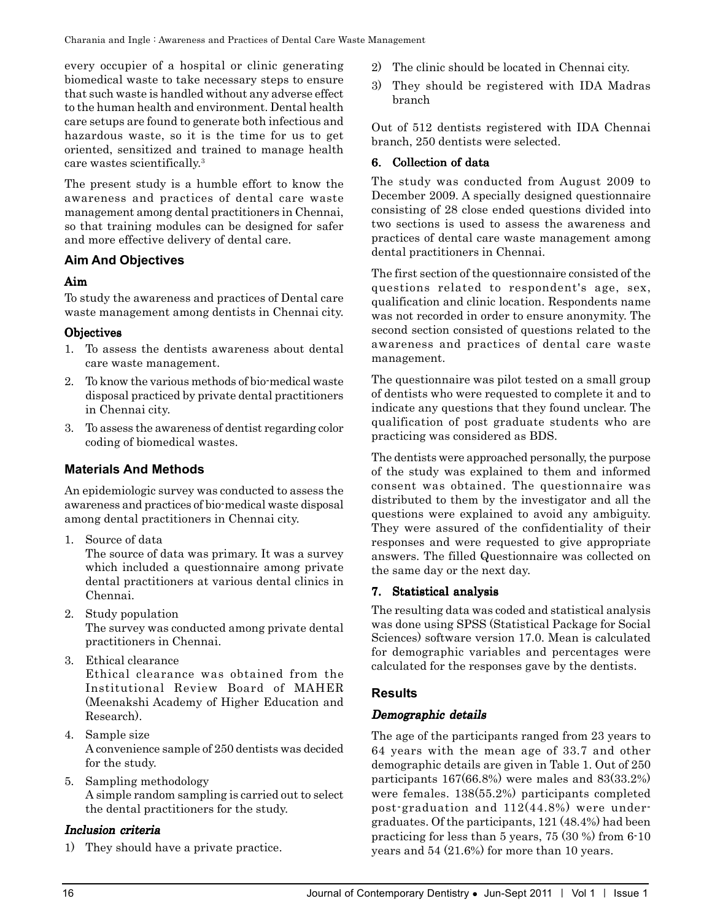every occupier of a hospital or clinic generating biomedical waste to take necessary steps to ensure that such waste is handled without any adverse effect to the human health and environment. Dental health care setups are found to generate both infectious and hazardous waste, so it is the time for us to get oriented, sensitized and trained to manage health care wastes scientifically.[3]

The present study is a humble effort to know the awareness and practices of dental care waste management among dental practitioners in Chennai, so that training modules can be designed for safer and more effective delivery of dental care.

## Aim And Objectives

### Aim

To study the awareness and practices of Dental care waste management among dentists in Chennai city.

### Objectives

1. To assess the dentists awareness about dental care waste management.
2. To know the various methods of bio-medical waste disposal practiced by private dental practitioners in Chennai city.
3. To assess the awareness of dentist regarding color coding of biomedical wastes.

## Materials And Methods

An epidemiologic survey was conducted to assess the awareness and practices of bio-medical waste disposal among dental practitioners in Chennai city.

1. Source of data
   The source of data was primary. It was a survey which included a questionnaire among private dental practitioners at various dental clinics in Chennai.
2. Study population
   The survey was conducted among private dental practitioners in Chennai.
3. Ethical clearance
   Ethical clearance was obtained from the Institutional Review Board of MAHER (Meenakshi Academy of Higher Education and Research).
4. Sample size
   A convenience sample of 250 dentists was decided for the study.
5. Sampling methodology
   A simple random sampling is carried out to select the dental practitioners for the study.

### *Inclusion criteria*

1) They should have a private practice.
2) The clinic should be located in Chennai city.
3) They should be registered with IDA Madras branch

Out of 512 dentists registered with IDA Chennai branch, 250 dentists were selected.

### 6. Collection of data

The study was conducted from August 2009 to December 2009. A specially designed questionnaire consisting of 28 close ended questions divided into two sections is used to assess the awareness and practices of dental care waste management among dental practitioners in Chennai.

The first section of the questionnaire consisted of the questions related to respondent's age, sex, qualification and clinic location. Respondents name was not recorded in order to ensure anonymity. The second section consisted of questions related to the awareness and practices of dental care waste management.

The questionnaire was pilot tested on a small group of dentists who were requested to complete it and to indicate any questions that they found unclear. The qualification of post graduate students who are practicing was considered as BDS.

The dentists were approached personally, the purpose of the study was explained to them and informed consent was obtained. The questionnaire was distributed to them by the investigator and all the questions were explained to avoid any ambiguity. They were assured of the confidentiality of their responses and were requested to give appropriate answers. The filled Questionnaire was collected on the same day or the next day.

### 7. Statistical analysis

The resulting data was coded and statistical analysis was done using SPSS (Statistical Package for Social Sciences) software version 17.0. Mean is calculated for demographic variables and percentages were calculated for the responses gave by the dentists.

## Results

### *Demographic details*

The age of the participants ranged from 23 years to 64 years with the mean age of 33.7 and other demographic details are given in Table 1. Out of 250 participants 167(66.8%) were males and 83(33.2%) were females. 138(55.2%) participants completed post-graduation and 112(44.8%) were under-graduates. Of the participants, 121 (48.4%) had been practicing for less than 5 years, 75 (30 %) from 6-10 years and 54 (21.6%) for more than 10 years.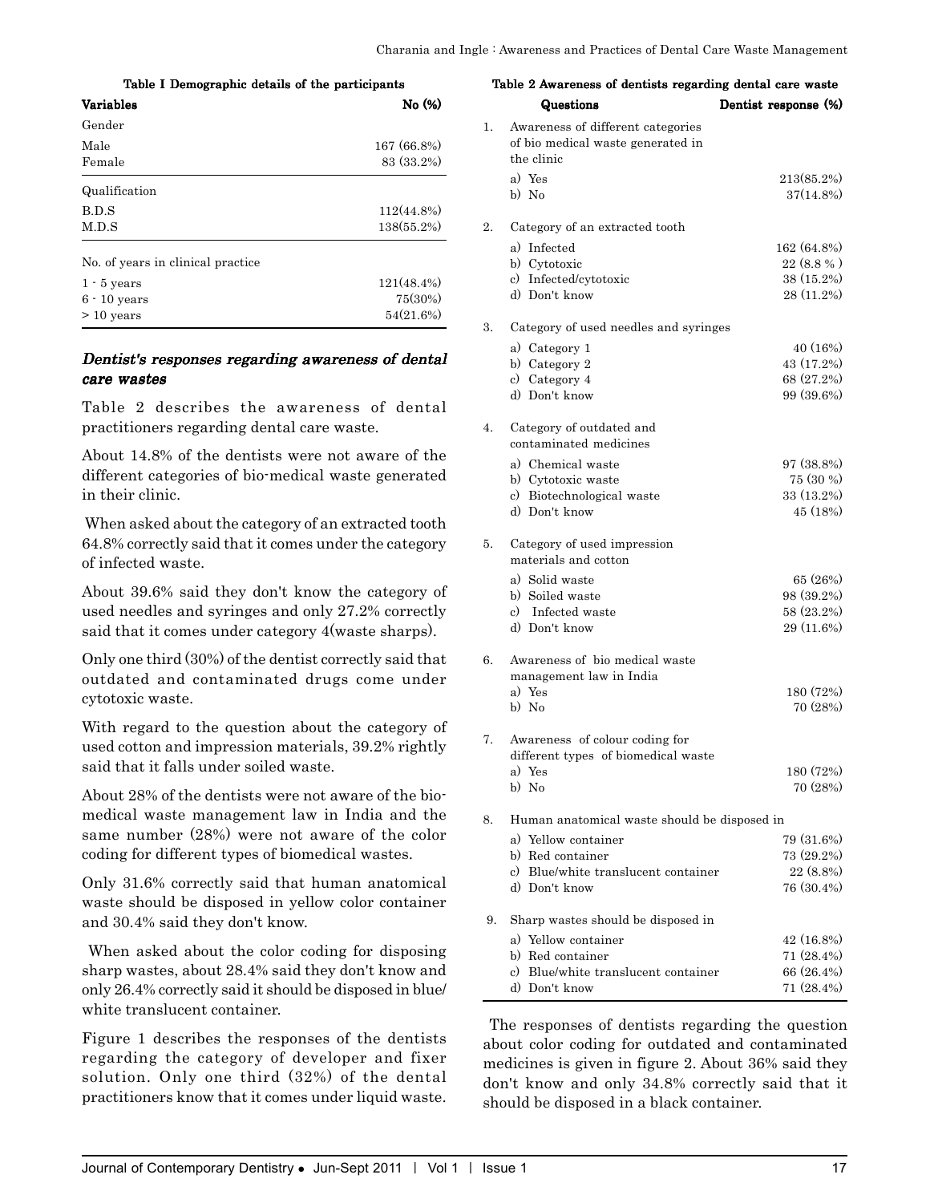**Table I Demographic details of the participants**

| Variables | No (%) |
|---|---|
| Gender | |
| Male | 167 (66.8%) |
| Female | 83 (33.2%) |
| Qualification | |
| B.D.S | 112(44.8%) |
| M.D.S | 138(55.2%) |
| No. of years in clinical practice | |
| 1 - 5 years | 121(48.4%) |
| 6 - 10 years | 75(30%) |
| > 10 years | 54(21.6%) |

### *Dentist's responses regarding awareness of dental care wastes*

Table 2 describes the awareness of dental practitioners regarding dental care waste.

About 14.8% of the dentists were not aware of the different categories of bio-medical waste generated in their clinic.

When asked about the category of an extracted tooth 64.8% correctly said that it comes under the category of infected waste.

About 39.6% said they don't know the category of used needles and syringes and only 27.2% correctly said that it comes under category 4(waste sharps).

Only one third (30%) of the dentist correctly said that outdated and contaminated drugs come under cytotoxic waste.

With regard to the question about the category of used cotton and impression materials, 39.2% rightly said that it falls under soiled waste.

About 28% of the dentists were not aware of the bio-medical waste management law in India and the same number (28%) were not aware of the color coding for different types of biomedical wastes.

Only 31.6% correctly said that human anatomical waste should be disposed in yellow color container and 30.4% said they don't know.

When asked about the color coding for disposing sharp wastes, about 28.4% said they don't know and only 26.4% correctly said it should be disposed in blue/ white translucent container.

Figure 1 describes the responses of the dentists regarding the category of developer and fixer solution. Only one third (32%) of the dental practitioners know that it comes under liquid waste.

**Table 2 Awareness of dentists regarding dental care waste**

| | Questions | Dentist response (%) |
|---|---|---|
| 1. | Awareness of different categories of bio medical waste generated in the clinic | |
| | a) Yes | 213(85.2%) |
| | b) No | 37(14.8%) |
| 2. | Category of an extracted tooth | |
| | a) Infected | 162 (64.8%) |
| | b) Cytotoxic | 22 (8.8 % ) |
| | c) Infected/cytotoxic | 38 (15.2%) |
| | d) Don't know | 28 (11.2%) |
| 3. | Category of used needles and syringes | |
| | a) Category 1 | 40 (16%) |
| | b) Category 2 | 43 (17.2%) |
| | c) Category 4 | 68 (27.2%) |
| | d) Don't know | 99 (39.6%) |
| 4. | Category of outdated and contaminated medicines | |
| | a) Chemical waste | 97 (38.8%) |
| | b) Cytotoxic waste | 75 (30 %) |
| | c) Biotechnological waste | 33 (13.2%) |
| | d) Don't know | 45 (18%) |
| 5. | Category of used impression materials and cotton | |
| | a) Solid waste | 65 (26%) |
| | b) Soiled waste | 98 (39.2%) |
| | c) Infected waste | 58 (23.2%) |
| | d) Don't know | 29 (11.6%) |
| 6. | Awareness of bio medical waste management law in India | |
| | a) Yes | 180 (72%) |
| | b) No | 70 (28%) |
| 7. | Awareness of colour coding for different types of biomedical waste | |
| | a) Yes | 180 (72%) |
| | b) No | 70 (28%) |
| 8. | Human anatomical waste should be disposed in | |
| | a) Yellow container | 79 (31.6%) |
| | b) Red container | 73 (29.2%) |
| | c) Blue/white translucent container | 22 (8.8%) |
| | d) Don't know | 76 (30.4%) |
| 9. | Sharp wastes should be disposed in | |
| | a) Yellow container | 42 (16.8%) |
| | b) Red container | 71 (28.4%) |
| | c) Blue/white translucent container | 66 (26.4%) |
| | d) Don't know | 71 (28.4%) |

The responses of dentists regarding the question about color coding for outdated and contaminated medicines is given in figure 2. About 36% said they don't know and only 34.8% correctly said that it should be disposed in a black container.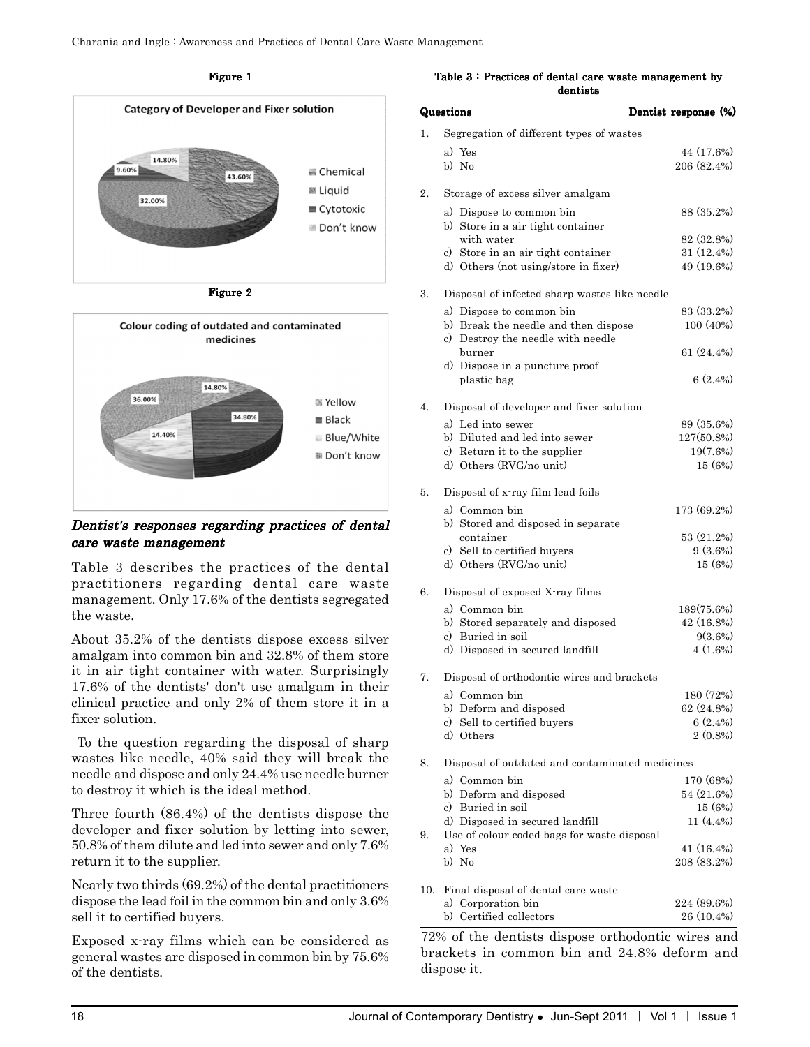Figure 1

Category of Developer and Fixer solution

- Chemical: 43.60%
- Liquid: 32.00%
- Cytotoxic: 9.60%
- Don't know: 14.80%

Figure 2

Colour coding of outdated and contaminated medicines

- Yellow: 14.80%
- Black: 34.80%
- Blue/White: 14.40%
- Don't know: 36.00%

### *Dentist's responses regarding practices of dental care waste management*

Table 3 describes the practices of the dental practitioners regarding dental care waste management. Only 17.6% of the dentists segregated the waste.

About 35.2% of the dentists dispose excess silver amalgam into common bin and 32.8% of them store it in air tight container with water. Surprisingly 17.6% of the dentists' don't use amalgam in their clinical practice and only 2% of them store it in a fixer solution.

To the question regarding the disposal of sharp wastes like needle, 40% said they will break the needle and dispose and only 24.4% use needle burner to destroy it which is the ideal method.

Three fourth (86.4%) of the dentists dispose the developer and fixer solution by letting into sewer, 50.8% of them dilute and led into sewer and only 7.6% return it to the supplier.

Nearly two thirds (69.2%) of the dental practitioners dispose the lead foil in the common bin and only 3.6% sell it to certified buyers.

Exposed x-ray films which can be considered as general wastes are disposed in common bin by 75.6% of the dentists.

**Table 3 : Practices of dental care waste management by dentists**

| Questions | Dentist response (%) |
|---|---|
| 1. Segregation of different types of wastes | |
| a) Yes | 44 (17.6%) |
| b) No | 206 (82.4%) |
| 2. Storage of excess silver amalgam | |
| a) Dispose to common bin | 88 (35.2%) |
| b) Store in a air tight container with water | 82 (32.8%) |
| c) Store in an air tight container | 31 (12.4%) |
| d) Others (not using/store in fixer) | 49 (19.6%) |
| 3. Disposal of infected sharp wastes like needle | |
| a) Dispose to common bin | 83 (33.2%) |
| b) Break the needle and then dispose | 100 (40%) |
| c) Destroy the needle with needle burner | 61 (24.4%) |
| d) Dispose in a puncture proof plastic bag | 6 (2.4%) |
| 4. Disposal of developer and fixer solution | |
| a) Led into sewer | 89 (35.6%) |
| b) Diluted and led into sewer | 127(50.8%) |
| c) Return it to the supplier | 19(7.6%) |
| d) Others (RVG/no unit) | 15 (6%) |
| 5. Disposal of x-ray film lead foils | |
| a) Common bin | 173 (69.2%) |
| b) Stored and disposed in separate container | 53 (21.2%) |
| c) Sell to certified buyers | 9 (3.6%) |
| d) Others (RVG/no unit) | 15 (6%) |
| 6. Disposal of exposed X-ray films | |
| a) Common bin | 189(75.6%) |
| b) Stored separately and disposed | 42 (16.8%) |
| c) Buried in soil | 9(3.6%) |
| d) Disposed in secured landfill | 4 (1.6%) |
| 7. Disposal of orthodontic wires and brackets | |
| a) Common bin | 180 (72%) |
| b) Deform and disposed | 62 (24.8%) |
| c) Sell to certified buyers | 6 (2.4%) |
| d) Others | 2 (0.8%) |
| 8. Disposal of outdated and contaminated medicines | |
| a) Common bin | 170 (68%) |
| b) Deform and disposed | 54 (21.6%) |
| c) Buried in soil | 15 (6%) |
| d) Disposed in secured landfill | 11 (4.4%) |
| 9. Use of colour coded bags for waste disposal | |
| a) Yes | 41 (16.4%) |
| b) No | 208 (83.2%) |
| 10. Final disposal of dental care waste | |
| a) Corporation bin | 224 (89.6%) |
| b) Certified collectors | 26 (10.4%) |

72% of the dentists dispose orthodontic wires and brackets in common bin and 24.8% deform and dispose it.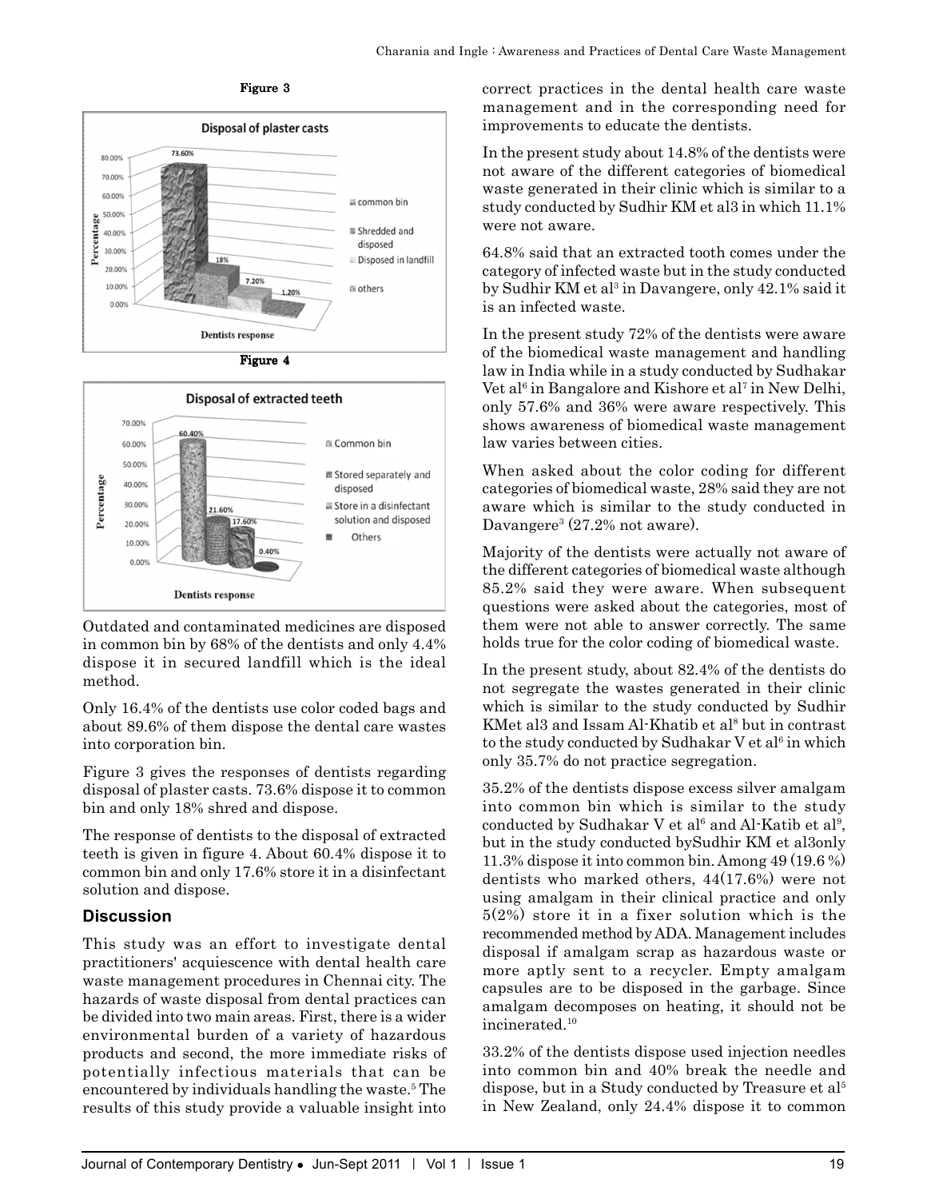**Figure 3**

**Figure 4**

Outdated and contaminated medicines are disposed in common bin by 68% of the dentists and only 4.4% dispose it in secured landfill which is the ideal method.

Only 16.4% of the dentists use color coded bags and about 89.6% of them dispose the dental care wastes into corporation bin.

Figure 3 gives the responses of dentists regarding disposal of plaster casts. 73.6% dispose it to common bin and only 18% shred and dispose.

The response of dentists to the disposal of extracted teeth is given in figure 4. About 60.4% dispose it to common bin and only 17.6% store it in a disinfectant solution and dispose.

## Discussion

This study was an effort to investigate dental practitioners' acquiescence with dental health care waste management procedures in Chennai city. The hazards of waste disposal from dental practices can be divided into two main areas. First, there is a wider environmental burden of a variety of hazardous products and second, the more immediate risks of potentially infectious materials that can be encountered by individuals handling the waste.[5] The results of this study provide a valuable insight into correct practices in the dental health care waste management and in the corresponding need for improvements to educate the dentists.

In the present study about 14.8% of the dentists were not aware of the different categories of biomedical waste generated in their clinic which is similar to a study conducted by Sudhir KM et al3 in which 11.1% were not aware.

64.8% said that an extracted tooth comes under the category of infected waste but in the study conducted by Sudhir KM et al[3] in Davangere, only 42.1% said it is an infected waste.

In the present study 72% of the dentists were aware of the biomedical waste management and handling law in India while in a study conducted by Sudhakar Vet al[6] in Bangalore and Kishore et al[7] in New Delhi, only 57.6% and 36% were aware respectively. This shows awareness of biomedical waste management law varies between cities.

When asked about the color coding for different categories of biomedical waste, 28% said they are not aware which is similar to the study conducted in Davangere[3] (27.2% not aware).

Majority of the dentists were actually not aware of the different categories of biomedical waste although 85.2% said they were aware. When subsequent questions were asked about the categories, most of them were not able to answer correctly. The same holds true for the color coding of biomedical waste.

In the present study, about 82.4% of the dentists do not segregate the wastes generated in their clinic which is similar to the study conducted by Sudhir KMet al3 and Issam Al-Khatib et al[8] but in contrast to the study conducted by Sudhakar V et al[6] in which only 35.7% do not practice segregation.

35.2% of the dentists dispose excess silver amalgam into common bin which is similar to the study conducted by Sudhakar V et al[6] and Al-Katib et al[9], but in the study conducted bySudhir KM et al3only 11.3% dispose it into common bin. Among 49 (19.6 %) dentists who marked others, 44(17.6%) were not using amalgam in their clinical practice and only 5(2%) store it in a fixer solution which is the recommended method by ADA. Management includes disposal if amalgam scrap as hazardous waste or more aptly sent to a recycler. Empty amalgam capsules are to be disposed in the garbage. Since amalgam decomposes on heating, it should not be incinerated.[10]

33.2% of the dentists dispose used injection needles into common bin and 40% break the needle and dispose, but in a Study conducted by Treasure et al[5] in New Zealand, only 24.4% dispose it to common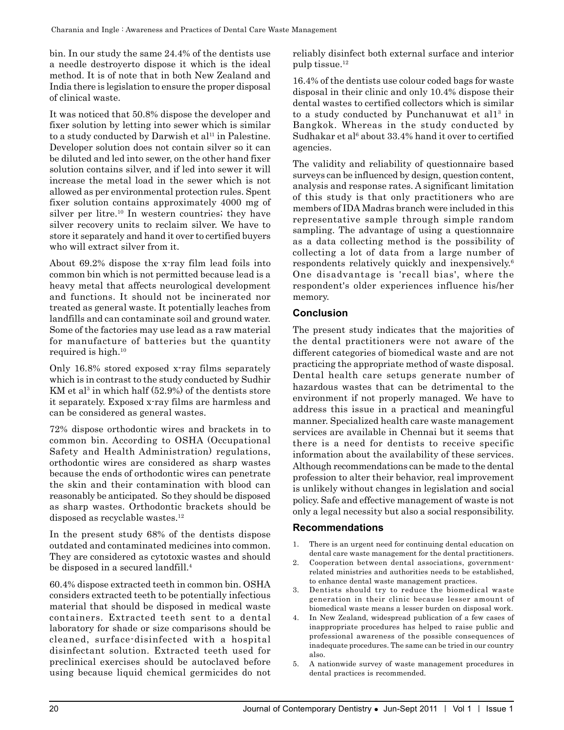bin. In our study the same 24.4% of the dentists use a needle destroyerto dispose it which is the ideal method. It is of note that in both New Zealand and India there is legislation to ensure the proper disposal of clinical waste.

It was noticed that 50.8% dispose the developer and fixer solution by letting into sewer which is similar to a study conducted by Darwish et al[11] in Palestine. Developer solution does not contain silver so it can be diluted and led into sewer, on the other hand fixer solution contains silver, and if led into sewer it will increase the metal load in the sewer which is not allowed as per environmental protection rules. Spent fixer solution contains approximately 4000 mg of silver per litre.[10] In western countries; they have silver recovery units to reclaim silver. We have to store it separately and hand it over to certified buyers who will extract silver from it.

About 69.2% dispose the x-ray film lead foils into common bin which is not permitted because lead is a heavy metal that affects neurological development and functions. It should not be incinerated nor treated as general waste. It potentially leaches from landfills and can contaminate soil and ground water. Some of the factories may use lead as a raw material for manufacture of batteries but the quantity required is high.[10]

Only 16.8% stored exposed x-ray films separately which is in contrast to the study conducted by Sudhir KM et al[3] in which half (52.9%) of the dentists store it separately. Exposed x-ray films are harmless and can be considered as general wastes.

72% dispose orthodontic wires and brackets in to common bin. According to OSHA (Occupational Safety and Health Administration) regulations, orthodontic wires are considered as sharp wastes because the ends of orthodontic wires can penetrate the skin and their contamination with blood can reasonably be anticipated. So they should be disposed as sharp wastes. Orthodontic brackets should be disposed as recyclable wastes.[12]

In the present study 68% of the dentists dispose outdated and contaminated medicines into common. They are considered as cytotoxic wastes and should be disposed in a secured landfill.[4]

60.4% dispose extracted teeth in common bin. OSHA considers extracted teeth to be potentially infectious material that should be disposed in medical waste containers. Extracted teeth sent to a dental laboratory for shade or size comparisons should be cleaned, surface-disinfected with a hospital disinfectant solution. Extracted teeth used for preclinical exercises should be autoclaved before using because liquid chemical germicides do not reliably disinfect both external surface and interior pulp tissue.[12]

16.4% of the dentists use colour coded bags for waste disposal in their clinic and only 10.4% dispose their dental wastes to certified collectors which is similar to a study conducted by Punchanuwat et al1[3] in Bangkok. Whereas in the study conducted by Sudhakar et al[6] about 33.4% hand it over to certified agencies.

The validity and reliability of questionnaire based surveys can be influenced by design, question content, analysis and response rates. A significant limitation of this study is that only practitioners who are members of IDA Madras branch were included in this representative sample through simple random sampling. The advantage of using a questionnaire as a data collecting method is the possibility of collecting a lot of data from a large number of respondents relatively quickly and inexpensively.[6] One disadvantage is 'recall bias', where the respondent's older experiences influence his/her memory.

## Conclusion

The present study indicates that the majorities of the dental practitioners were not aware of the different categories of biomedical waste and are not practicing the appropriate method of waste disposal. Dental health care setups generate number of hazardous wastes that can be detrimental to the environment if not properly managed. We have to address this issue in a practical and meaningful manner. Specialized health care waste management services are available in Chennai but it seems that there is a need for dentists to receive specific information about the availability of these services. Although recommendations can be made to the dental profession to alter their behavior, real improvement is unlikely without changes in legislation and social policy. Safe and effective management of waste is not only a legal necessity but also a social responsibility.

## Recommendations

1. There is an urgent need for continuing dental education on dental care waste management for the dental practitioners.
2. Cooperation between dental associations, government-related ministries and authorities needs to be established, to enhance dental waste management practices.
3. Dentists should try to reduce the biomedical waste generation in their clinic because lesser amount of biomedical waste means a lesser burden on disposal work.
4. In New Zealand, widespread publication of a few cases of inappropriate procedures has helped to raise public and professional awareness of the possible consequences of inadequate procedures. The same can be tried in our country also.
5. A nationwide survey of waste management procedures in dental practices is recommended.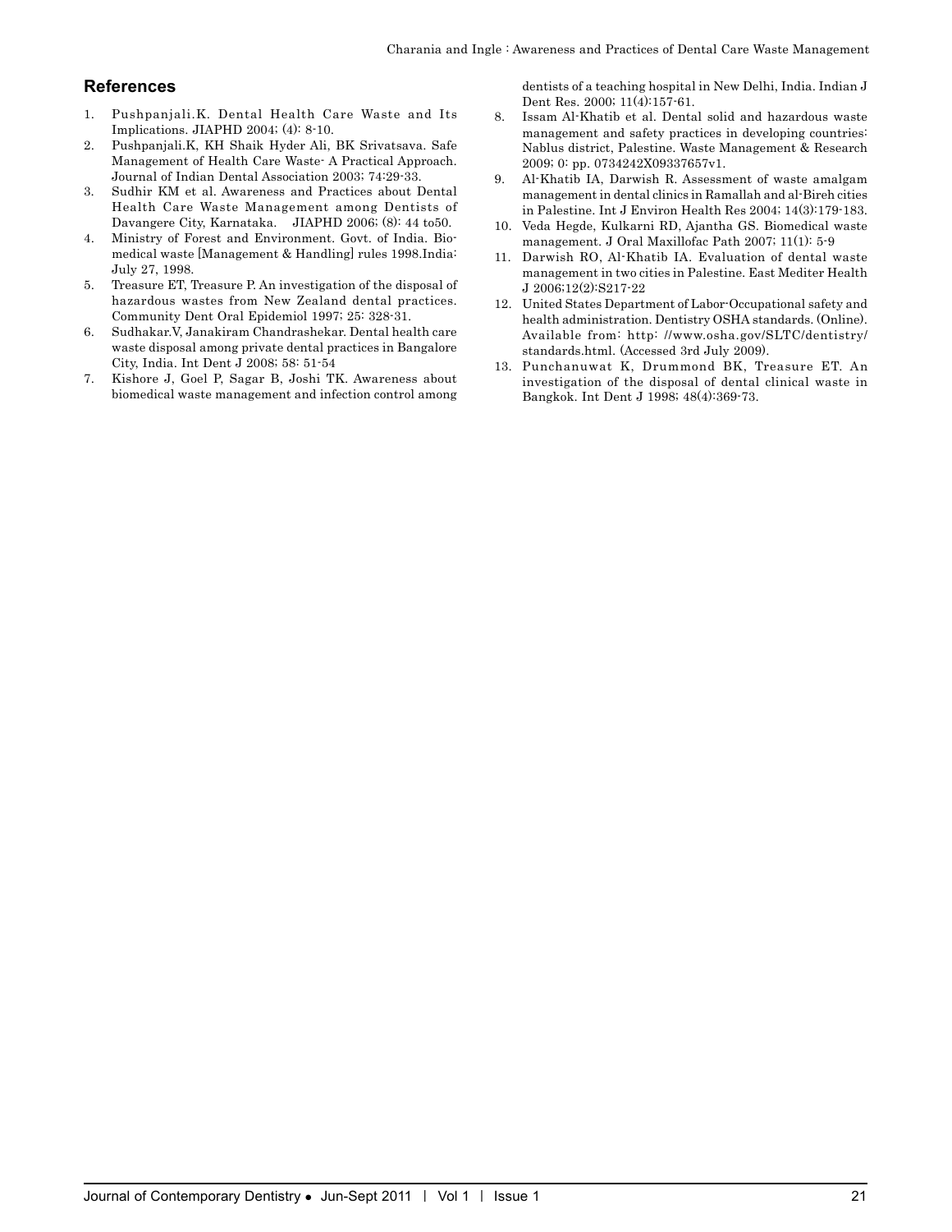## References

1. Pushpanjali.K. Dental Health Care Waste and Its Implications. JIAPHD 2004; (4): 8-10.
2. Pushpanjali.K, KH Shaik Hyder Ali, BK Srivatsava. Safe Management of Health Care Waste- A Practical Approach. Journal of Indian Dental Association 2003; 74:29-33.
3. Sudhir KM et al. Awareness and Practices about Dental Health Care Waste Management among Dentists of Davangere City, Karnataka. JIAPHD 2006; (8): 44 to50.
4. Ministry of Forest and Environment. Govt. of India. Bio-medical waste [Management & Handling] rules 1998.India: July 27, 1998.
5. Treasure ET, Treasure P. An investigation of the disposal of hazardous wastes from New Zealand dental practices. Community Dent Oral Epidemiol 1997; 25: 328-31.
6. Sudhakar.V, Janakiram Chandrashekar. Dental health care waste disposal among private dental practices in Bangalore City, India. Int Dent J 2008; 58: 51-54
7. Kishore J, Goel P, Sagar B, Joshi TK. Awareness about biomedical waste management and infection control among dentists of a teaching hospital in New Delhi, India. Indian J Dent Res. 2000; 11(4):157-61.
8. Issam Al-Khatib et al. Dental solid and hazardous waste management and safety practices in developing countries: Nablus district, Palestine. Waste Management & Research 2009; 0: pp. 0734242X09337657v1.
9. Al-Khatib IA, Darwish R. Assessment of waste amalgam management in dental clinics in Ramallah and al-Bireh cities in Palestine. Int J Environ Health Res 2004; 14(3):179-183.
10. Veda Hegde, Kulkarni RD, Ajantha GS. Biomedical waste management. J Oral Maxillofac Path 2007; 11(1): 5-9
11. Darwish RO, Al-Khatib IA. Evaluation of dental waste management in two cities in Palestine. East Mediter Health J 2006;12(2):S217-22
12. United States Department of Labor-Occupational safety and health administration. Dentistry OSHA standards. (Online). Available from: http: //www.osha.gov/SLTC/dentistry/standards.html. (Accessed 3rd July 2009).
13. Punchanuwat K, Drummond BK, Treasure ET. An investigation of the disposal of dental clinical waste in Bangkok. Int Dent J 1998; 48(4):369-73.